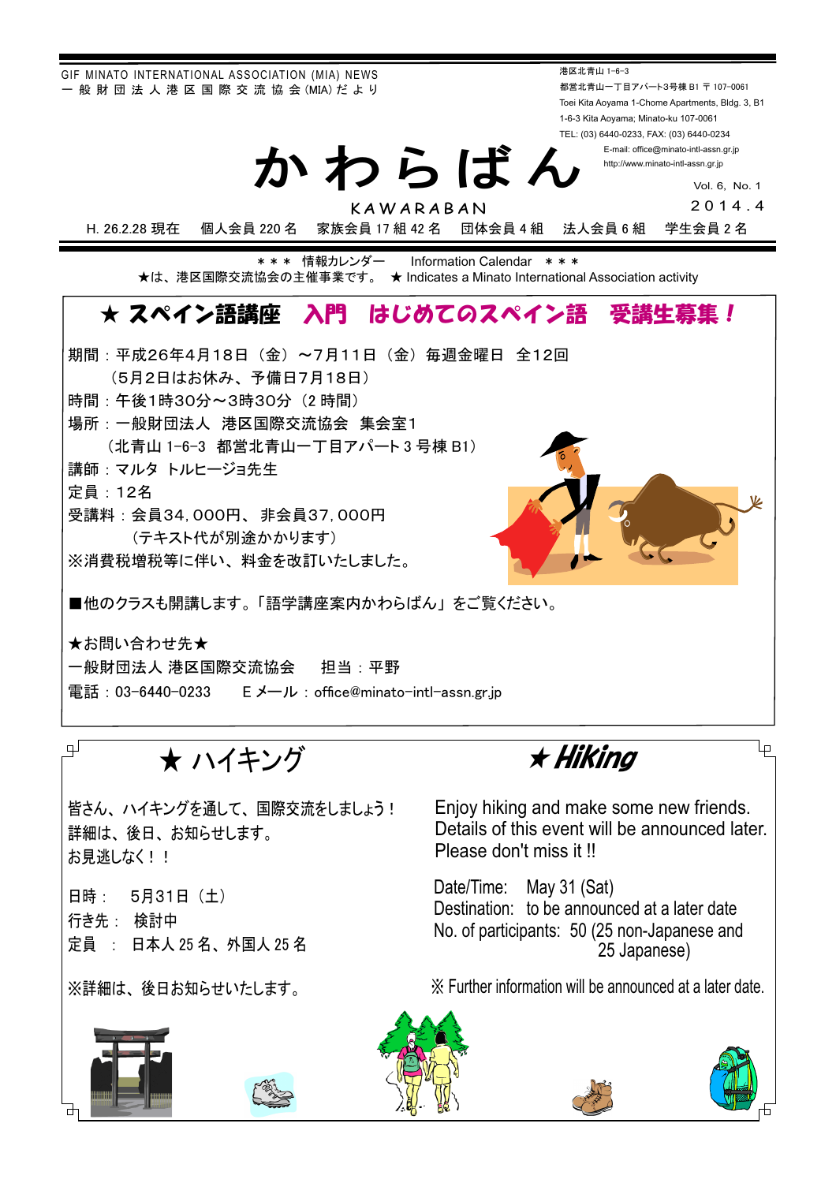GIF MINATO INTERNATIONAL ASSOCIATION (MIA) NEWS
一般財団法人港区国際交流協会(MIA)だより

港区北青山 1-6-3
都営北青山一丁目アパート3号棟 B1 〒107-0061
Toei Kita Aoyama 1-Chome Apartments, Bldg. 3, B1
1-6-3 Kita Aoyama; Minato-ku 107-0061
TEL: (03) 6440-0233, FAX: (03) 6440-0234
E-mail: office@minato-intl-assn.gr.jp
http://www.minato-intl-assn.gr.jp

# かわらばん

KAWARABAN

Vol. 6, No. 1
2014.4

H. 26.2.28 現在　個人会員 220 名　家族会員 17 組 42 名　団体会員 4 組　法人会員 6 組　学生会員 2 名

＊＊＊ 情報カレンダー　Information Calendar ＊＊＊
★は、港区国際交流協会の主催事業です。 ★ Indicates a Minato International Association activity

## ★ スペイン語講座　入門　はじめてのスペイン語　受講生募集！

期間：平成26年4月18日（金）～7月11日（金）毎週金曜日　全12回
（5月2日はお休み、予備日7月18日）
時間：午後1時30分～3時30分（2 時間）
場所：一般財団法人　港区国際交流協会　集会室1
（北青山 1-6-3　都営北青山一丁目アパート 3 号棟 B1）
講師：マルタ トルヒージョ先生
定員：12名
受講料：会員34,000円、非会員37,000円
（テキスト代が別途かかります）
※消費税増税等に伴い、料金を改訂いたしました。

■他のクラスも開講します。「語学講座案内かわらばん」をご覧ください。

★お問い合わせ先★
一般財団法人 港区国際交流協会　　担当：平野
電話：03-6440-0233　　E メール：office@minato-intl-assn.gr.jp

## ★ ハイキング

皆さん、ハイキングを通して、国際交流をしましょう！
詳細は、後日、お知らせします。
お見逃しなく！！

日時：　5月31日（土）
行き先：　検討中
定員　：　日本人 25 名、外国人 25 名

※詳細は、後日お知らせいたします。

## ★ Hiking

Enjoy hiking and make some new friends.
Details of this event will be announced later.
Please don't miss it !!

Date/Time: May 31 (Sat)
Destination: to be announced at a later date
No. of participants: 50 (25 non-Japanese and 25 Japanese)

※ Further information will be announced at a later date.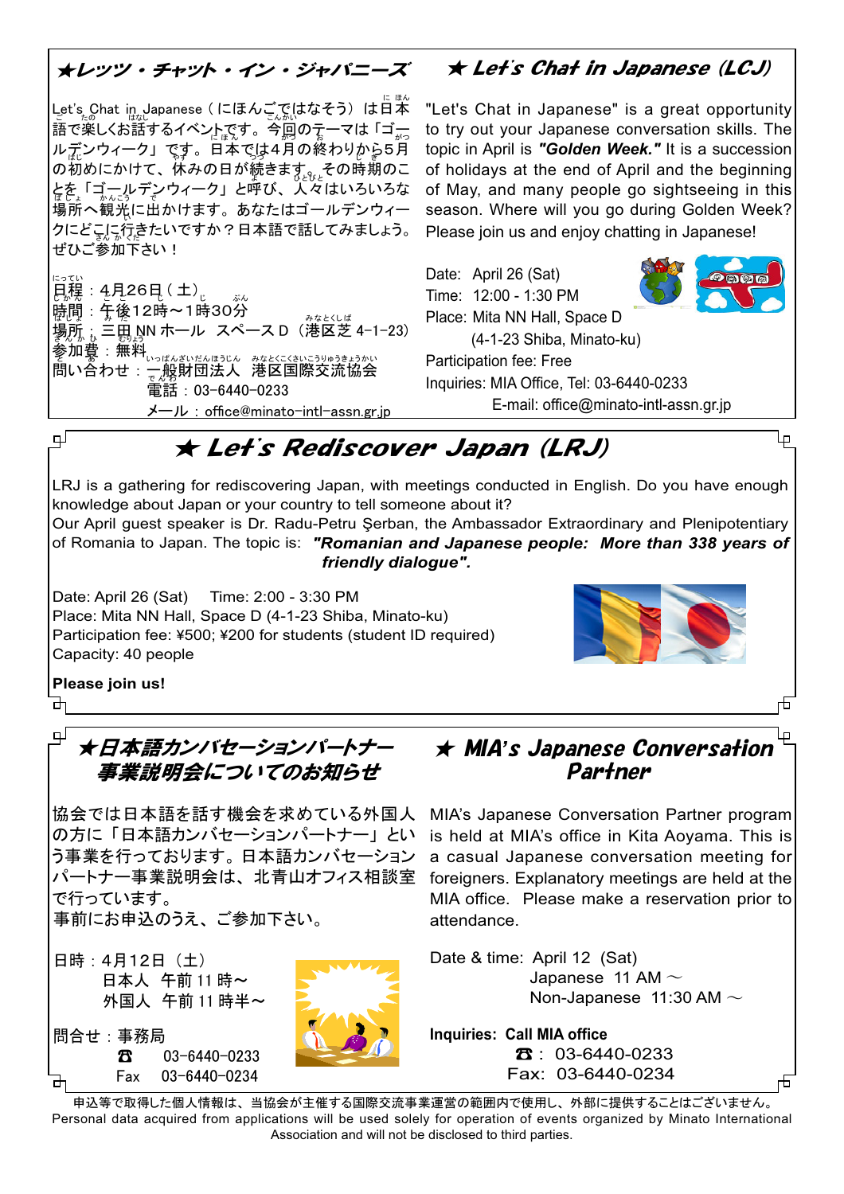## ★レッツ・チャット・イン・ジャパニーズ

Let's Chat in Japanese（にほんごではなそう）は日本語で楽しくお話するイベントです。今回のテーマは「ゴールデンウィーク」です。日本では4月の終わりから5月の初めにかけて、休みの日が続きます。その時期のことを「ゴールデンウィーク」と呼び、人々はいろいろな場所へ観光に出かけます。あなたはゴールデンウィークにどこに行きたいですか？日本語で話してみましょう。ぜひご参加下さい！

日程：4月26日（土）
時間：午後12時～1時30分
場所：三田 NN ホール　スペース D（港区芝 4-1-23）
参加費：無料
問い合わせ：一般財団法人　港区国際交流協会
電話：03-6440-0233
メール：office@minato-intl-assn.gr.jp

## ★ Let's Chat in Japanese (LCJ)

"Let's Chat in Japanese" is a great opportunity to try out your Japanese conversation skills. The topic in April is ***"Golden Week."*** It is a succession of holidays at the end of April and the beginning of May, and many people go sightseeing in this season. Where will you go during Golden Week? Please join us and enjoy chatting in Japanese!

Date: April 26 (Sat)
Time: 12:00 - 1:30 PM
Place: Mita NN Hall, Space D
(4-1-23 Shiba, Minato-ku)
Participation fee: Free
Inquiries: MIA Office, Tel: 03-6440-0233
E-mail: office@minato-intl-assn.gr.jp

## ★ Let's Rediscover Japan (LRJ)

LRJ is a gathering for rediscovering Japan, with meetings conducted in English. Do you have enough knowledge about Japan or your country to tell someone about it?
Our April guest speaker is Dr. Radu-Petru Şerban, the Ambassador Extraordinary and Plenipotentiary of Romania to Japan. The topic is: ***"Romanian and Japanese people: More than 338 years of friendly dialogue".***

Date: April 26 (Sat)　Time: 2:00 - 3:30 PM
Place: Mita NN Hall, Space D (4-1-23 Shiba, Minato-ku)
Participation fee: ¥500; ¥200 for students (student ID required)
Capacity: 40 people

**Please join us!**

## ★日本語カンバセーションパートナー事業説明会についてのお知らせ

協会では日本語を話す機会を求めている外国人の方に「日本語カンバセーションパートナー」という事業を行っております。日本語カンバセーションパートナー事業説明会は、北青山オフィス相談室で行っています。
事前にお申込のうえ、ご参加下さい。

日時：4月12日（土）
日本人　午前 11 時～
外国人　午前 11 時半～

問合せ：事務局
☎　03-6440-0233
Fax　03-6440-0234

## ★ MIA's Japanese Conversation Partner

MIA's Japanese Conversation Partner program is held at MIA's office in Kita Aoyama. This is a casual Japanese conversation meeting for foreigners. Explanatory meetings are held at the MIA office. Please make a reservation prior to attendance.

Date & time: April 12 (Sat)
Japanese 11 AM ～
Non-Japanese 11:30 AM ～

**Inquiries: Call MIA office**
☎: 03-6440-0233
Fax: 03-6440-0234

申込等で取得した個人情報は、当協会が主催する国際交流事業運営の範囲内で使用し、外部に提供することはございません。
Personal data acquired from applications will be used solely for operation of events organized by Minato International Association and will not be disclosed to third parties.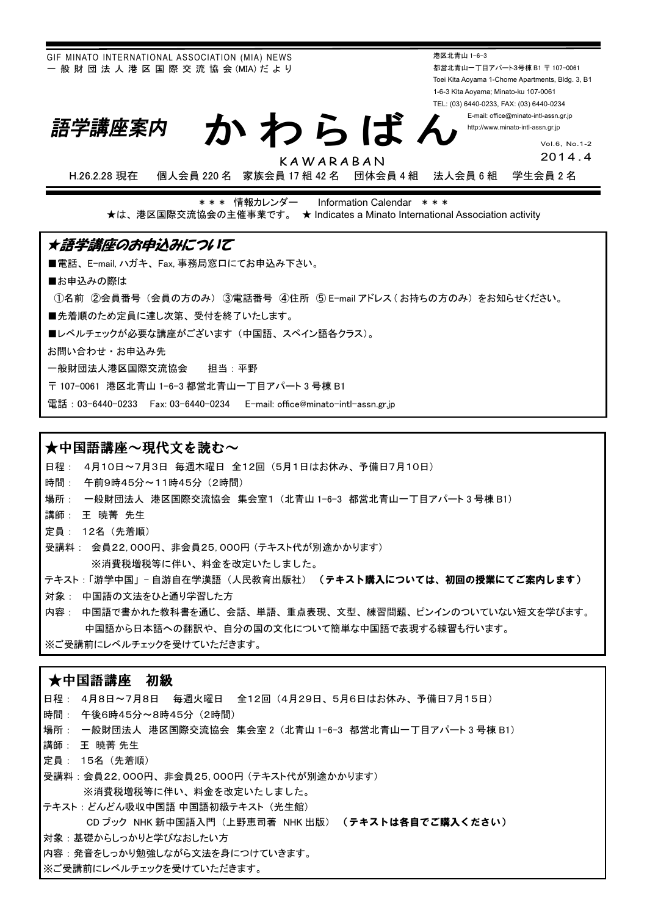GIF MINATO INTERNATIONAL ASSOCIATION (MIA) NEWS
一般財団法人港区国際交流協会(MIA)だより

港区北青山 1-6-3
都営北青山一丁目アパート3号棟 B1 〒 107-0061
Toei Kita Aoyama 1-Chome Apartments, Bldg. 3, B1
1-6-3 Kita Aoyama; Minato-ku 107-0061
TEL: (03) 6440-0233, FAX: (03) 6440-0234
E-mail: office@minato-intl-assn.gr.jp
http://www.minato-intl-assn.gr.jp

# 語学講座案内 かわらばん

KAWARABAN

Vol.6, No.1-2
2014.4

H.26.2.28 現在　個人会員 220 名　家族会員 17 組 42 名　団体会員 4 組　法人会員 6 組　学生会員 2 名

＊＊＊ 情報カレンダー　Information Calendar ＊＊＊

★は、港区国際交流協会の主催事業です。 ★ Indicates a Minato International Association activity

## ★語学講座のお申込みについて

■電話、E-mail, ハガキ、Fax, 事務局窓口にてお申込み下さい。

■お申込みの際は

①名前 ②会員番号（会員の方のみ）③電話番号 ④住所 ⑤ E-mail アドレス（お持ちの方のみ）をお知らせください。

■先着順のため定員に達し次第、受付を終了いたします。

■レベルチェックが必要な講座がございます（中国語、スペイン語各クラス）。

お問い合わせ・お申込み先

一般財団法人港区国際交流協会　担当：平野

〒 107-0061 港区北青山 1-6-3 都営北青山一丁目アパート 3 号棟 B1

電話：03-6440-0233　Fax: 03-6440-0234　E-mail: office@minato-intl-assn.gr.jp

## ★中国語講座～現代文を読む～

日程： 4月10日～7月3日 毎週木曜日 全12回（5月1日はお休み、予備日7月10日）

時間： 午前9時45分～11時45分（2時間）

場所： 一般財団法人 港区国際交流協会 集会室1（北青山 1-6-3 都営北青山一丁目アパート 3 号棟 B1）

講師： 王 暁菁 先生

定員： 12名（先着順）

受講料： 会員22,000円、非会員25,000円（テキスト代が別途かかります）
　　※消費税増税等に伴い、料金を改定いたしました。

テキスト：「游学中国」- 自游自在学漢語（人民教育出版社） **（テキスト購入については、初回の授業にてご案内します）**

対象： 中国語の文法をひと通り学習した方

内容： 中国語で書かれた教科書を通じ、会話、単語、重点表現、文型、練習問題、ピンインのついていない短文を学びます。
　　中国語から日本語への翻訳や、自分の国の文化について簡単な中国語で表現する練習も行います。

※ご受講前にレベルチェックを受けていただきます。

## ★中国語講座　初級

日程： 4月8日～7月8日　毎週火曜日　全12回（4月29日、5月6日はお休み、予備日7月15日）

時間： 午後6時45分～8時45分（2時間）

場所： 一般財団法人 港区国際交流協会 集会室 2（北青山 1-6-3 都営北青山一丁目アパート 3 号棟 B1）

講師： 王 暁菁 先生

定員： 15名（先着順）

受講料：会員22,000円、非会員25,000円（テキスト代が別途かかります）
　　※消費税増税等に伴い、料金を改定いたしました。

テキスト：どんどん吸収中国語 中国語初級テキスト（光生館）
　　CD ブック NHK 新中国語入門（上野恵司著 NHK 出版） **（テキストは各自でご購入ください）**

対象：基礎からしっかりと学びなおしたい方

内容：発音をしっかり勉強しながら文法を身につけていきます。

※ご受講前にレベルチェックを受けていただきます。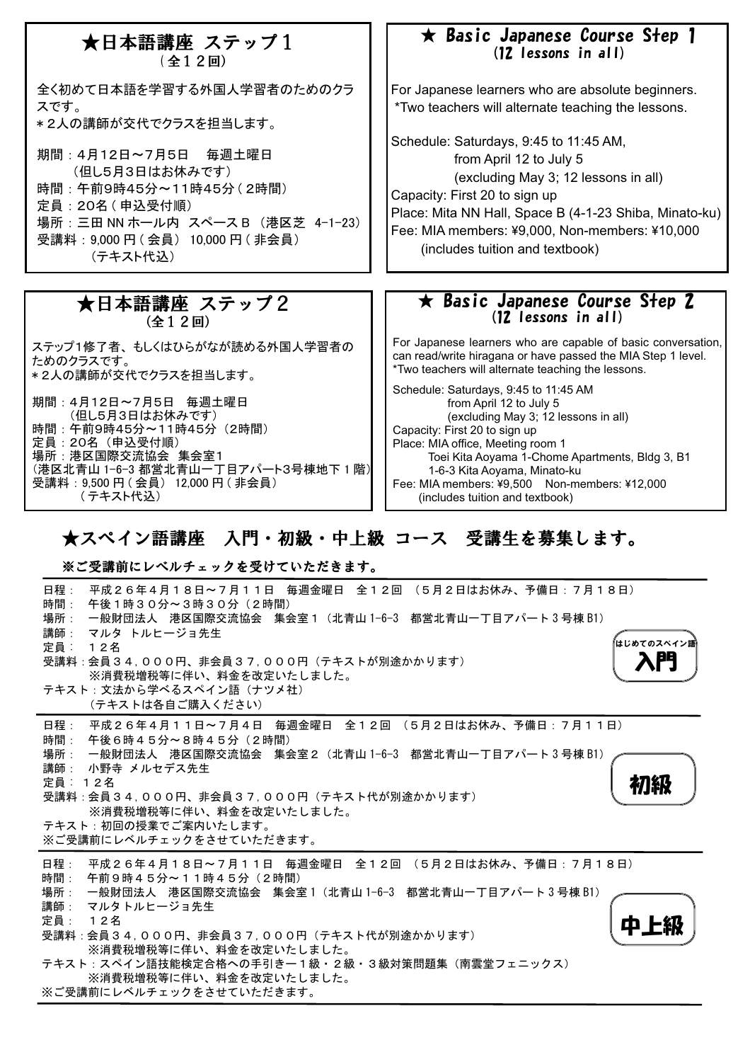## ★日本語講座 ステップ1

（全１２回）

全く初めて日本語を学習する外国人学習者のためのクラスです。
＊2人の講師が交代でクラスを担当します。

期間：4月12日～7月5日　毎週土曜日
（但し5月3日はお休みです）
時間：午前9時45分～11時45分（2時間）
定員：20名（申込受付順）
場所：三田 NN ホール内 スペースＢ（港区芝 4-1-23）
受講料：9,000 円（会員） 10,000 円（非会員）
（テキスト代込）

## ★ Basic Japanese Course Step 1

(12 lessons in all)

For Japanese learners who are absolute beginners.
*Two teachers will alternate teaching the lessons.

Schedule: Saturdays, 9:45 to 11:45 AM,
from April 12 to July 5
(excluding May 3; 12 lessons in all)
Capacity: First 20 to sign up
Place: Mita NN Hall, Space B (4-1-23 Shiba, Minato-ku)
Fee: MIA members: ¥9,000, Non-members: ¥10,000
(includes tuition and textbook)

## ★日本語講座 ステップ2

（全１２回）

ステップ1修了者、もしくはひらがなが読める外国人学習者のためのクラスです。
＊2人の講師が交代でクラスを担当します。

期間：4月12日～7月5日　毎週土曜日
（但し5月3日はお休みです）
時間：午前9時45分～11時45分（2時間）
定員：20名（申込受付順）
場所：港区国際交流協会　集会室1
（港区北青山 1-6-3 都営北青山一丁目アパート3号棟地下１階）
受講料：9,500 円（会員） 12,000 円（非会員）
（テキスト代込）

## ★ Basic Japanese Course Step 2

(12 lessons in all)

For Japanese learners who are capable of basic conversation, can read/write hiragana or have passed the MIA Step 1 level.
*Two teachers will alternate teaching the lessons.

Schedule: Saturdays, 9:45 to 11:45 AM
from April 12 to July 5
(excluding May 3; 12 lessons in all)
Capacity: First 20 to sign up
Place: MIA office, Meeting room 1
Toei Kita Aoyama 1-Chome Apartments, Bldg 3, B1
1-6-3 Kita Aoyama, Minato-ku
Fee: MIA members: ¥9,500　Non-members: ¥12,000
(includes tuition and textbook)

## ★スペイン語講座　入門・初級・中上級 コース　受講生を募集します。

**※ご受講前にレベルチェックを受けていただきます。**

### はじめてのスペイン語 入門

日程：　平成２６年４月１８日～７月１１日　毎週金曜日　全１２回　（５月２日はお休み、予備日：７月１８日）
時間：　午後１時３０分～３時３０分（２時間）
場所：　一般財団法人　港区国際交流協会　集会室１（北青山 1-6-3　都営北青山一丁目アパート３号棟 B1）
講師：　マルタ トルヒージョ先生
定員：　１２名
受講料：会員３４，０００円、非会員３７，０００円（テキストが別途かかります）
※消費税増税等に伴い、料金を改定いたしました。
テキスト：文法から学べるスペイン語（ナツメ社）
（テキストは各自ご購入ください）

### 初級

日程：　平成２６年４月１１日～７月４日　毎週金曜日　全１２回　（５月２日はお休み、予備日：７月１１日）
時間：　午後６時４５分～８時４５分（２時間）
場所：　一般財団法人　港区国際交流協会　集会室２（北青山 1-6-3　都営北青山一丁目アパート３号棟 B1）
講師：　小野寺 メルセデス先生
定員：１２名
受講料：会員３４，０００円、非会員３７，０００円（テキスト代が別途かかります）
※消費税増税等に伴い、料金を改定いたしました。
テキスト：初回の授業でご案内いたします。
※ご受講前にレベルチェックをさせていただきます。

### 中上級

日程：　平成２６年４月１８日～７月１１日　毎週金曜日　全１２回　（５月２日はお休み、予備日：７月１８日）
時間：　午前９時４５分～１１時４５分（２時間）
場所：　一般財団法人　港区国際交流協会　集会室１（北青山 1-6-3　都営北青山一丁目アパート３号棟 B1）
講師：　マルタトルヒージョ先生
定員：　１２名
受講料：会員３４，０００円、非会員３７，０００円（テキスト代が別途かかります）
※消費税増税等に伴い、料金を改定いたしました。
テキスト：スペイン語技能検定合格への手引きー１級・２級・３級対策問題集（南雲堂フェニックス）
※消費税増税等に伴い、料金を改定いたしました。
※ご受講前にレベルチェックをさせていただきます。